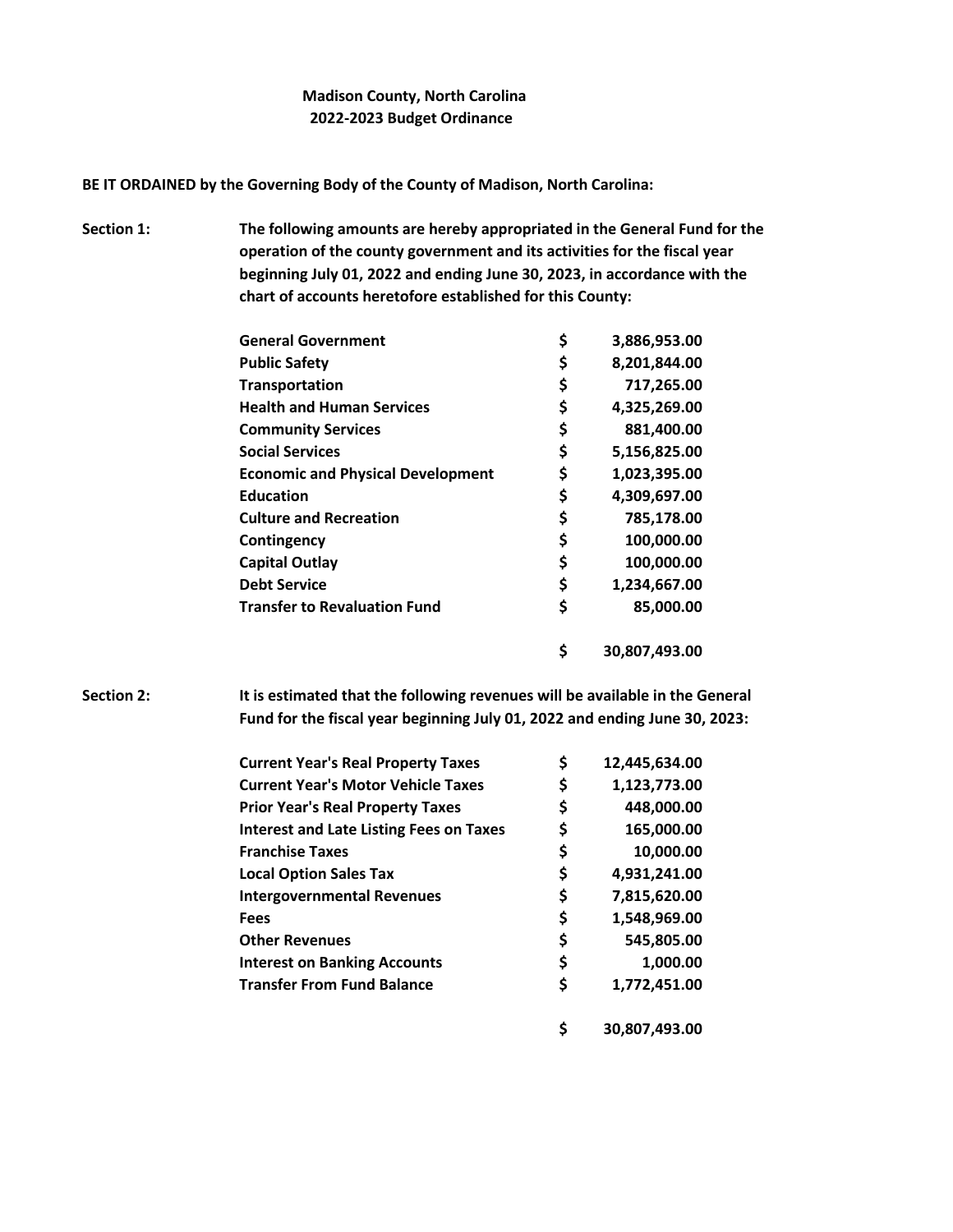# Madison County, North Carolina
## 2022-2023 Budget Ordinance

**BE IT ORDAINED by the Governing Body of the County of Madison, North Carolina:**

**Section 1:** **The following amounts are hereby appropriated in the General Fund for the operation of the county government and its activities for the fiscal year beginning July 01, 2022 and ending June 30, 2023, in accordance with the chart of accounts heretofore established for this County:**

| | | |
|---|---|---|
| **General Government** | **$** | **3,886,953.00** |
| **Public Safety** | **$** | **8,201,844.00** |
| **Transportation** | **$** | **717,265.00** |
| **Health and Human Services** | **$** | **4,325,269.00** |
| **Community Services** | **$** | **881,400.00** |
| **Social Services** | **$** | **5,156,825.00** |
| **Economic and Physical Development** | **$** | **1,023,395.00** |
| **Education** | **$** | **4,309,697.00** |
| **Culture and Recreation** | **$** | **785,178.00** |
| **Contingency** | **$** | **100,000.00** |
| **Capital Outlay** | **$** | **100,000.00** |
| **Debt Service** | **$** | **1,234,667.00** |
| **Transfer to Revaluation Fund** | **$** | **85,000.00** |
| | **$** | **30,807,493.00** |

**Section 2:** **It is estimated that the following revenues will be available in the General Fund for the fiscal year beginning July 01, 2022 and ending June 30, 2023:**

| | | |
|---|---|---|
| **Current Year's Real Property Taxes** | **$** | **12,445,634.00** |
| **Current Year's Motor Vehicle Taxes** | **$** | **1,123,773.00** |
| **Prior Year's Real Property Taxes** | **$** | **448,000.00** |
| **Interest and Late Listing Fees on Taxes** | **$** | **165,000.00** |
| **Franchise Taxes** | **$** | **10,000.00** |
| **Local Option Sales Tax** | **$** | **4,931,241.00** |
| **Intergovernmental Revenues** | **$** | **7,815,620.00** |
| **Fees** | **$** | **1,548,969.00** |
| **Other Revenues** | **$** | **545,805.00** |
| **Interest on Banking Accounts** | **$** | **1,000.00** |
| **Transfer From Fund Balance** | **$** | **1,772,451.00** |
| | **$** | **30,807,493.00** |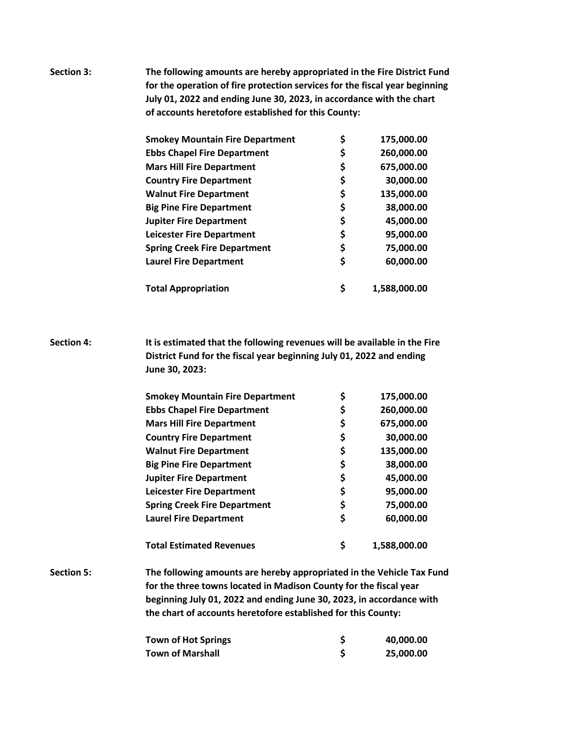**Section 3:** **The following amounts are hereby appropriated in the Fire District Fund for the operation of fire protection services for the fiscal year beginning July 01, 2022 and ending June 30, 2023, in accordance with the chart of accounts heretofore established for this County:**

| | | |
|---|---|---|
| **Smokey Mountain Fire Department** | **$** | **175,000.00** |
| **Ebbs Chapel Fire Department** | **$** | **260,000.00** |
| **Mars Hill Fire Department** | **$** | **675,000.00** |
| **Country Fire Department** | **$** | **30,000.00** |
| **Walnut Fire Department** | **$** | **135,000.00** |
| **Big Pine Fire Department** | **$** | **38,000.00** |
| **Jupiter Fire Department** | **$** | **45,000.00** |
| **Leicester Fire Department** | **$** | **95,000.00** |
| **Spring Creek Fire Department** | **$** | **75,000.00** |
| **Laurel Fire Department** | **$** | **60,000.00** |
| **Total Appropriation** | **$** | **1,588,000.00** |

**Section 4:** **It is estimated that the following revenues will be available in the Fire District Fund for the fiscal year beginning July 01, 2022 and ending June 30, 2023:**

| | | |
|---|---|---|
| **Smokey Mountain Fire Department** | **$** | **175,000.00** |
| **Ebbs Chapel Fire Department** | **$** | **260,000.00** |
| **Mars Hill Fire Department** | **$** | **675,000.00** |
| **Country Fire Department** | **$** | **30,000.00** |
| **Walnut Fire Department** | **$** | **135,000.00** |
| **Big Pine Fire Department** | **$** | **38,000.00** |
| **Jupiter Fire Department** | **$** | **45,000.00** |
| **Leicester Fire Department** | **$** | **95,000.00** |
| **Spring Creek Fire Department** | **$** | **75,000.00** |
| **Laurel Fire Department** | **$** | **60,000.00** |
| **Total Estimated Revenues** | **$** | **1,588,000.00** |

**Section 5:** **The following amounts are hereby appropriated in the Vehicle Tax Fund for the three towns located in Madison County for the fiscal year beginning July 01, 2022 and ending June 30, 2023, in accordance with the chart of accounts heretofore established for this County:**

| | | |
|---|---|---|
| **Town of Hot Springs** | **$** | **40,000.00** |
| **Town of Marshall** | **$** | **25,000.00** |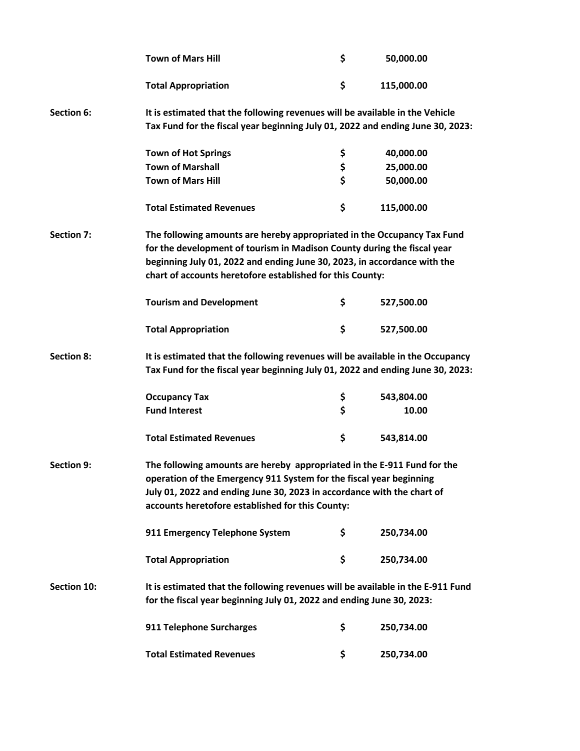| | | |
|---|---|---|
| **Town of Mars Hill** | **$** | **50,000.00** |
| **Total Appropriation** | **$** | **115,000.00** |

**Section 6:** **It is estimated that the following revenues will be available in the Vehicle Tax Fund for the fiscal year beginning July 01, 2022 and ending June 30, 2023:**

| | | |
|---|---|---|
| **Town of Hot Springs** | **$** | **40,000.00** |
| **Town of Marshall** | **$** | **25,000.00** |
| **Town of Mars Hill** | **$** | **50,000.00** |
| **Total Estimated Revenues** | **$** | **115,000.00** |

**Section 7:** **The following amounts are hereby appropriated in the Occupancy Tax Fund for the development of tourism in Madison County during the fiscal year beginning July 01, 2022 and ending June 30, 2023, in accordance with the chart of accounts heretofore established for this County:**

| | | |
|---|---|---|
| **Tourism and Development** | **$** | **527,500.00** |
| **Total Appropriation** | **$** | **527,500.00** |

**Section 8:** **It is estimated that the following revenues will be available in the Occupancy Tax Fund for the fiscal year beginning July 01, 2022 and ending June 30, 2023:**

| | | |
|---|---|---|
| **Occupancy Tax** | **$** | **543,804.00** |
| **Fund Interest** | **$** | **10.00** |
| **Total Estimated Revenues** | **$** | **543,814.00** |

**Section 9:** **The following amounts are hereby appropriated in the E-911 Fund for the operation of the Emergency 911 System for the fiscal year beginning July 01, 2022 and ending June 30, 2023 in accordance with the chart of accounts heretofore established for this County:**

| | | |
|---|---|---|
| **911 Emergency Telephone System** | **$** | **250,734.00** |
| **Total Appropriation** | **$** | **250,734.00** |

**Section 10:** **It is estimated that the following revenues will be available in the E-911 Fund for the fiscal year beginning July 01, 2022 and ending June 30, 2023:**

| | | |
|---|---|---|
| **911 Telephone Surcharges** | **$** | **250,734.00** |
| **Total Estimated Revenues** | **$** | **250,734.00** |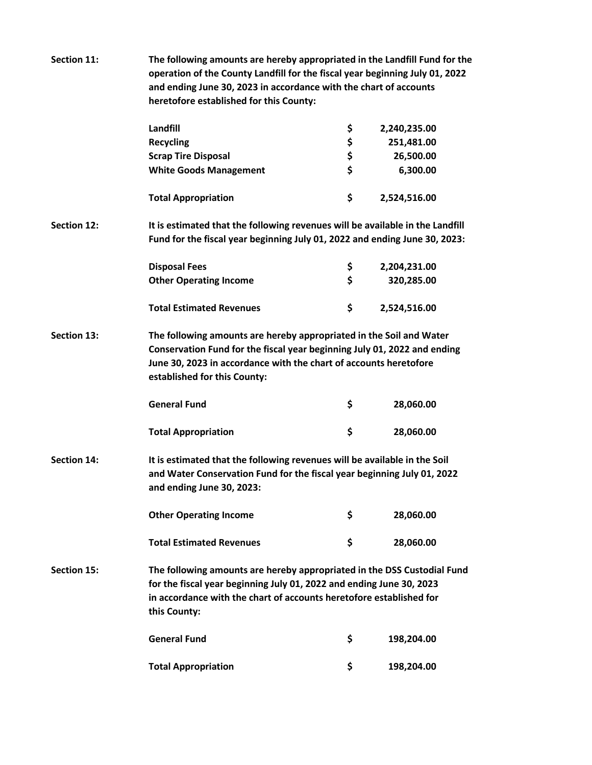**Section 11:** **The following amounts are hereby appropriated in the Landfill Fund for the operation of the County Landfill for the fiscal year beginning July 01, 2022 and ending June 30, 2023 in accordance with the chart of accounts heretofore established for this County:**

| | | |
|---|---|---|
| **Landfill** | **$** | **2,240,235.00** |
| **Recycling** | **$** | **251,481.00** |
| **Scrap Tire Disposal** | **$** | **26,500.00** |
| **White Goods Management** | **$** | **6,300.00** |
| **Total Appropriation** | **$** | **2,524,516.00** |

**Section 12:** **It is estimated that the following revenues will be available in the Landfill Fund for the fiscal year beginning July 01, 2022 and ending June 30, 2023:**

| | | |
|---|---|---|
| **Disposal Fees** | **$** | **2,204,231.00** |
| **Other Operating Income** | **$** | **320,285.00** |
| **Total Estimated Revenues** | **$** | **2,524,516.00** |

**Section 13:** **The following amounts are hereby appropriated in the Soil and Water Conservation Fund for the fiscal year beginning July 01, 2022 and ending June 30, 2023 in accordance with the chart of accounts heretofore established for this County:**

| | | |
|---|---|---|
| **General Fund** | **$** | **28,060.00** |
| **Total Appropriation** | **$** | **28,060.00** |

**Section 14:** **It is estimated that the following revenues will be available in the Soil and Water Conservation Fund for the fiscal year beginning July 01, 2022 and ending June 30, 2023:**

| | | |
|---|---|---|
| **Other Operating Income** | **$** | **28,060.00** |
| **Total Estimated Revenues** | **$** | **28,060.00** |

**Section 15:** **The following amounts are hereby appropriated in the DSS Custodial Fund for the fiscal year beginning July 01, 2022 and ending June 30, 2023 in accordance with the chart of accounts heretofore established for this County:**

| | | |
|---|---|---|
| **General Fund** | **$** | **198,204.00** |
| **Total Appropriation** | **$** | **198,204.00** |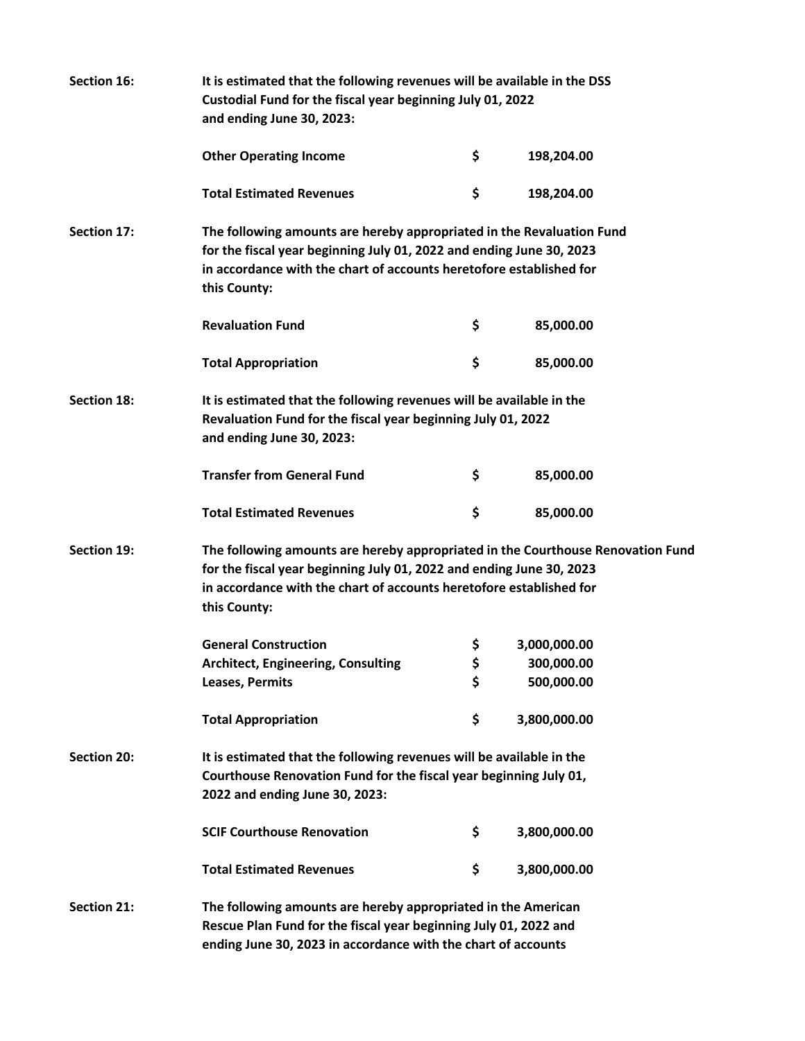**Section 16:** **It is estimated that the following revenues will be available in the DSS Custodial Fund for the fiscal year beginning July 01, 2022 and ending June 30, 2023:**

| | | |
|---|---|---|
| **Other Operating Income** | **$** | **198,204.00** |
| | | |
| **Total Estimated Revenues** | **$** | **198,204.00** |

**Section 17:** **The following amounts are hereby appropriated in the Revaluation Fund for the fiscal year beginning July 01, 2022 and ending June 30, 2023 in accordance with the chart of accounts heretofore established for this County:**

| | | |
|---|---|---|
| **Revaluation Fund** | **$** | **85,000.00** |
| | | |
| **Total Appropriation** | **$** | **85,000.00** |

**Section 18:** **It is estimated that the following revenues will be available in the Revaluation Fund for the fiscal year beginning July 01, 2022 and ending June 30, 2023:**

| | | |
|---|---|---|
| **Transfer from General Fund** | **$** | **85,000.00** |
| | | |
| **Total Estimated Revenues** | **$** | **85,000.00** |

**Section 19:** **The following amounts are hereby appropriated in the Courthouse Renovation Fund for the fiscal year beginning July 01, 2022 and ending June 30, 2023 in accordance with the chart of accounts heretofore established for this County:**

| | | |
|---|---|---|
| **General Construction** | **$** | **3,000,000.00** |
| **Architect, Engineering, Consulting** | **$** | **300,000.00** |
| **Leases, Permits** | **$** | **500,000.00** |
| | | |
| **Total Appropriation** | **$** | **3,800,000.00** |

**Section 20:** **It is estimated that the following revenues will be available in the Courthouse Renovation Fund for the fiscal year beginning July 01, 2022 and ending June 30, 2023:**

| | | |
|---|---|---|
| **SCIF Courthouse Renovation** | **$** | **3,800,000.00** |
| | | |
| **Total Estimated Revenues** | **$** | **3,800,000.00** |

**Section 21:** **The following amounts are hereby appropriated in the American Rescue Plan Fund for the fiscal year beginning July 01, 2022 and ending June 30, 2023 in accordance with the chart of accounts**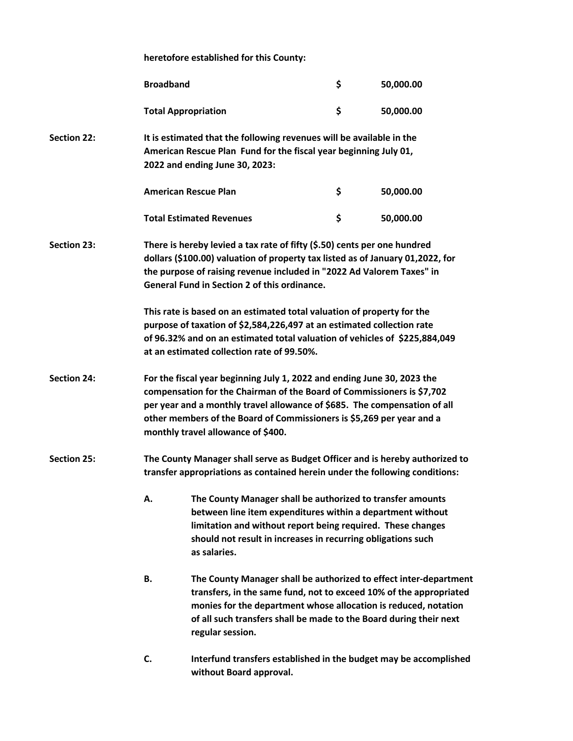**heretofore established for this County:**

| | | |
|---|---|---|
| **Broadband** | **$** | **50,000.00** |
| **Total Appropriation** | **$** | **50,000.00** |

**Section 22:** **It is estimated that the following revenues will be available in the American Rescue Plan Fund for the fiscal year beginning July 01, 2022 and ending June 30, 2023:**

| | | |
|---|---|---|
| **American Rescue Plan** | **$** | **50,000.00** |
| **Total Estimated Revenues** | **$** | **50,000.00** |

**Section 23:** **There is hereby levied a tax rate of fifty ($.50) cents per one hundred dollars ($100.00) valuation of property tax listed as of January 01,2022, for the purpose of raising revenue included in "2022 Ad Valorem Taxes" in General Fund in Section 2 of this ordinance.**

**This rate is based on an estimated total valuation of property for the purpose of taxation of $2,584,226,497 at an estimated collection rate of 96.32% and on an estimated total valuation of vehicles of $225,884,049 at an estimated collection rate of 99.50%.**

**Section 24:** **For the fiscal year beginning July 1, 2022 and ending June 30, 2023 the compensation for the Chairman of the Board of Commissioners is $7,702 per year and a monthly travel allowance of $685. The compensation of all other members of the Board of Commissioners is $5,269 per year and a monthly travel allowance of $400.**

**Section 25:** **The County Manager shall serve as Budget Officer and is hereby authorized to transfer appropriations as contained herein under the following conditions:**

**A.** **The County Manager shall be authorized to transfer amounts between line item expenditures within a department without limitation and without report being required. These changes should not result in increases in recurring obligations such as salaries.**

**B.** **The County Manager shall be authorized to effect inter-department transfers, in the same fund, not to exceed 10% of the appropriated monies for the department whose allocation is reduced, notation of all such transfers shall be made to the Board during their next regular session.**

**C.** **Interfund transfers established in the budget may be accomplished without Board approval.**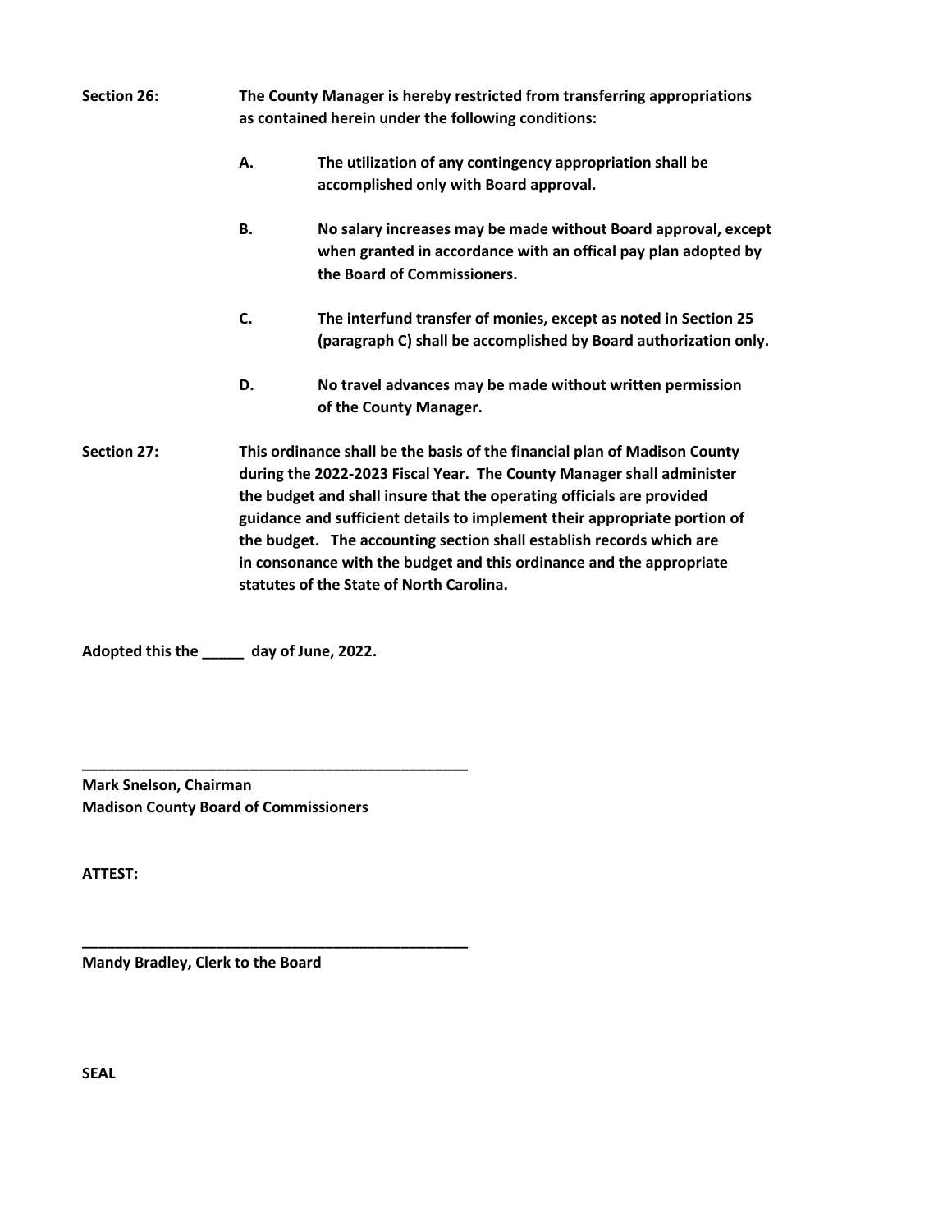**Section 26:** **The County Manager is hereby restricted from transferring appropriations as contained herein under the following conditions:**

**A.** **The utilization of any contingency appropriation shall be accomplished only with Board approval.**

**B.** **No salary increases may be made without Board approval, except when granted in accordance with an offical pay plan adopted by the Board of Commissioners.**

**C.** **The interfund transfer of monies, except as noted in Section 25 (paragraph C) shall be accomplished by Board authorization only.**

**D.** **No travel advances may be made without written permission of the County Manager.**

**Section 27:** **This ordinance shall be the basis of the financial plan of Madison County during the 2022-2023 Fiscal Year. The County Manager shall administer the budget and shall insure that the operating officials are provided guidance and sufficient details to implement their appropriate portion of the budget. The accounting section shall establish records which are in consonance with the budget and this ordinance and the appropriate statutes of the State of North Carolina.**

**Adopted this the _____ day of June, 2022.**

**_________________________________________________**

**Mark Snelson, Chairman**
**Madison County Board of Commissioners**

**ATTEST:**

**_________________________________________________**

**Mandy Bradley, Clerk to the Board**

**SEAL**